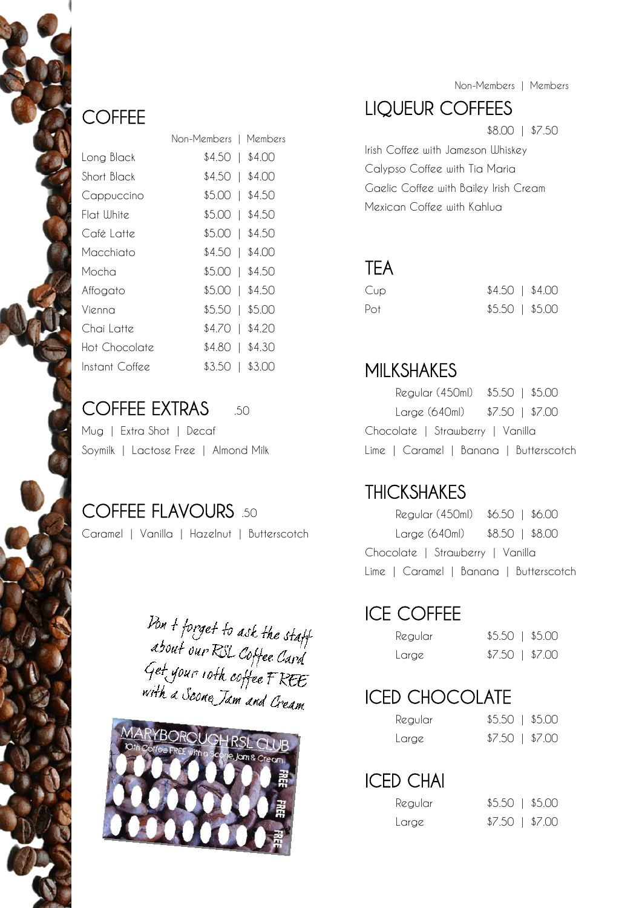## COFFEE

| | Non-Members | Members |
|---|---|---|
| Long Black | $4.50 | $4.00 |
| Short Black | $4.50 | $4.00 |
| Cappuccino | $5.00 | $4.50 |
| Flat White | $5.00 | $4.50 |
| Café Latte | $5.00 | $4.50 |
| Macchiato | $4.50 | $4.00 |
| Mocha | $5.00 | $4.50 |
| Affogato | $5.00 | $4.50 |
| Vienna | $5.50 | $5.00 |
| Chai Latte | $4.70 | $4.20 |
| Hot Chocolate | $4.80 | $4.30 |
| Instant Coffee | $3.50 | $3.00 |

## COFFEE EXTRAS .50

Mug | Extra Shot | Decaf

Soymilk | Lactose Free | Almond Milk

## COFFEE FLAVOURS .50

Caramel | Vanilla | Hazelnut | Butterscotch

*Don't forget to ask the staff about our RSL Coffee Card*
*Get your 10th coffee FREE with a Scone Jam and Cream*

MARYBOROUGH RSL CLUB
10th Coffee FREE with a Scone, Jam & Cream
FREE FREE FREE

## LIQUEUR COFFEES

| | Non-Members | Members |
|---|---|---|
| | $8.00 | $7.50 |

Irish Coffee with Jameson Whiskey

Calypso Coffee with Tia Maria

Gaelic Coffee with Bailey Irish Cream

Mexican Coffee with Kahlua

## TEA

| | Non-Members | Members |
|---|---|---|
| Cup | $4.50 | $4.00 |
| Pot | $5.50 | $5.00 |

## MILKSHAKES

| | Non-Members | Members |
|---|---|---|
| Regular (450ml) | $5.50 | $5.00 |
| Large (640ml) | $7.50 | $7.00 |

Chocolate | Strawberry | Vanilla

Lime | Caramel | Banana | Butterscotch

## THICKSHAKES

| | Non-Members | Members |
|---|---|---|
| Regular (450ml) | $6.50 | $6.00 |
| Large (640ml) | $8.50 | $8.00 |

Chocolate | Strawberry | Vanilla

Lime | Caramel | Banana | Butterscotch

## ICE COFFEE

| | Non-Members | Members |
|---|---|---|
| Regular | $5.50 | $5.00 |
| Large | $7.50 | $7.00 |

## ICED CHOCOLATE

| | Non-Members | Members |
|---|---|---|
| Regular | $5.50 | $5.00 |
| Large | $7.50 | $7.00 |

## ICED CHAI

| | Non-Members | Members |
|---|---|---|
| Regular | $5.50 | $5.00 |
| Large | $7.50 | $7.00 |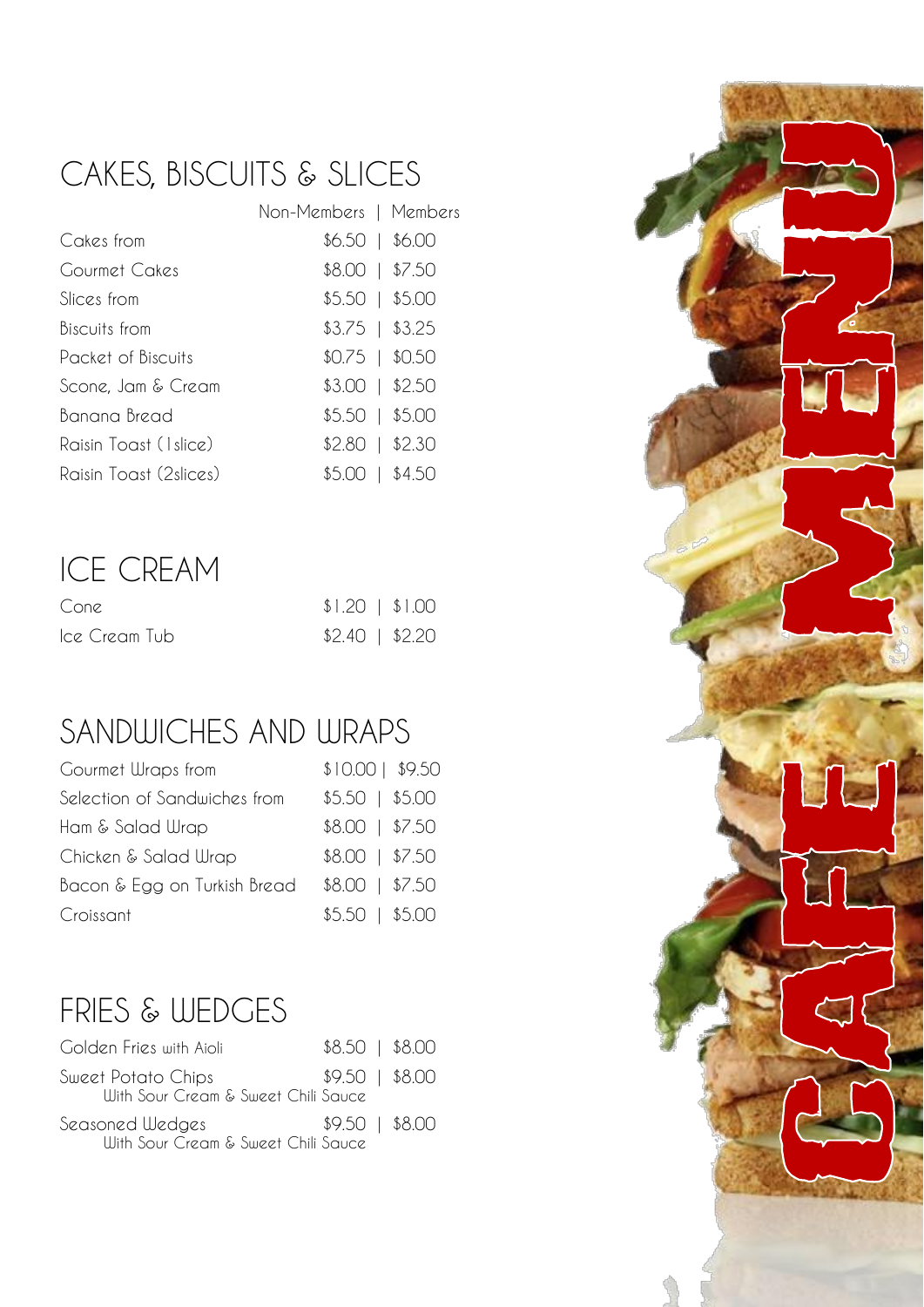# CAFE MENU

## CAKES, BISCUITS & SLICES

| | Non-Members | Members |
|---|---|---|
| Cakes from | $6.50 | $6.00 |
| Gourmet Cakes | $8.00 | $7.50 |
| Slices from | $5.50 | $5.00 |
| Biscuits from | $3.75 | $3.25 |
| Packet of Biscuits | $0.75 | $0.50 |
| Scone, Jam & Cream | $3.00 | $2.50 |
| Banana Bread | $5.50 | $5.00 |
| Raisin Toast (1slice) | $2.80 | $2.30 |
| Raisin Toast (2slices) | $5.00 | $4.50 |

## ICE CREAM

| | | |
|---|---|---|
| Cone | $1.20 | $1.00 |
| Ice Cream Tub | $2.40 | $2.20 |

## SANDWICHES AND WRAPS

| | | |
|---|---|---|
| Gourmet Wraps from | $10.00 | $9.50 |
| Selection of Sandwiches from | $5.50 | $5.00 |
| Ham & Salad Wrap | $8.00 | $7.50 |
| Chicken & Salad Wrap | $8.00 | $7.50 |
| Bacon & Egg on Turkish Bread | $8.00 | $7.50 |
| Croissant | $5.50 | $5.00 |

## FRIES & WEDGES

| | | |
|---|---|---|
| Golden Fries with Aioli | $8.50 | $8.00 |
| Sweet Potato Chips<br>With Sour Cream & Sweet Chili Sauce | $9.50 | $8.00 |
| Seasoned Wedges<br>With Sour Cream & Sweet Chili Sauce | $9.50 | $8.00 |